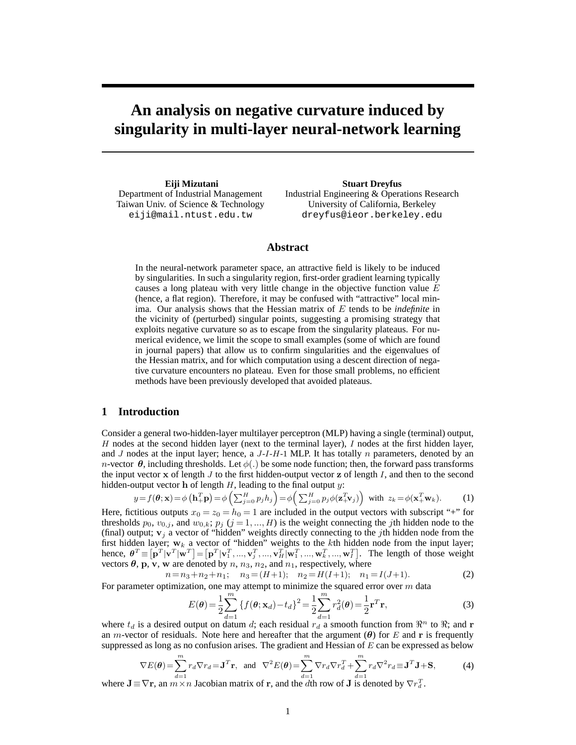# An analysis on negative curvature induced by singularity in multi-layer neural-network learning

**Eiji Mizutani**
Department of Industrial Management
Taiwan Univ. of Science & Technology
eiji@mail.ntust.edu.tw

**Stuart Dreyfus**
Industrial Engineering & Operations Research
University of California, Berkeley
dreyfus@ieor.berkeley.edu

## Abstract

In the neural-network parameter space, an attractive field is likely to be induced by singularities. In such a singularity region, first-order gradient learning typically causes a long plateau with very little change in the objective function value $E$ (hence, a flat region). Therefore, it may be confused with "attractive" local minima. Our analysis shows that the Hessian matrix of $E$ tends to be *indefinite* in the vicinity of (perturbed) singular points, suggesting a promising strategy that exploits negative curvature so as to escape from the singularity plateaus. For numerical evidence, we limit the scope to small examples (some of which are found in journal papers) that allow us to confirm singularities and the eigenvalues of the Hessian matrix, and for which computation using a descent direction of negative curvature encounters no plateau. Even for those small problems, no efficient methods have been previously developed that avoided plateaus.

## 1 Introduction

Consider a general two-hidden-layer multilayer perceptron (MLP) having a single (terminal) output, $H$ nodes at the second hidden layer (next to the terminal layer), $I$ nodes at the first hidden layer, and $J$ nodes at the input layer; hence, a $J$-$I$-$H$-1 MLP. It has totally $n$ parameters, denoted by an $n$-vector $\boldsymbol{\theta}$, including thresholds. Let $\phi(.)$ be some node function; then, the forward pass transforms the input vector $\mathbf{x}$ of length $J$ to the first hidden-output vector $\mathbf{z}$ of length $I$, and then to the second hidden-output vector $\mathbf{h}$ of length $H$, leading to the final output $y$:

$$y = f(\boldsymbol{\theta};\mathbf{x}) = \phi\left(\mathbf{h}_+^T\mathbf{p}\right) = \phi\left(\sum_{j=0}^{H} p_j h_j\right) = \phi\left(\sum_{j=0}^{H} p_j \phi(\mathbf{z}_+^T\mathbf{v}_j)\right) \text{ with } z_k = \phi(\mathbf{x}_+^T\mathbf{w}_k). \quad (1)$$

Here, fictitious outputs $x_0 = z_0 = h_0 = 1$ are included in the output vectors with subscript "+" for thresholds $p_0$, $v_{0,j}$, and $w_{0,k}$; $p_j$ ($j = 1, ..., H$) is the weight connecting the $j$th hidden node to the (final) output; $\mathbf{v}_j$ a vector of "hidden" weights directly connecting to the $j$th hidden node from the first hidden layer; $\mathbf{w}_k$ a vector of "hidden" weights to the $k$th hidden node from the input layer; hence, $\boldsymbol{\theta}^T \equiv \left[\mathbf{p}^T|\mathbf{v}^T|\mathbf{w}^T\right] = \left[\mathbf{p}^T|\mathbf{v}_1^T, ..., \mathbf{v}_j^T, ..., \mathbf{v}_H^T|\mathbf{w}_1^T, ..., \mathbf{w}_k^T, ..., \mathbf{w}_I^T\right]$. The length of those weight vectors $\boldsymbol{\theta}$, $\mathbf{p}$, $\mathbf{v}$, $\mathbf{w}$ are denoted by $n$, $n_3$, $n_2$, and $n_1$, respectively, where

$$n = n_3 + n_2 + n_1; \quad n_3 = (H+1); \quad n_2 = H(I+1); \quad n_1 = I(J+1). \quad (2)$$

For parameter optimization, one may attempt to minimize the squared error over $m$ data

$$E(\boldsymbol{\theta}) = \frac{1}{2}\sum_{d=1}^{m}\left\{f(\boldsymbol{\theta};\mathbf{x}_d) - t_d\right\}^2 = \frac{1}{2}\sum_{d=1}^{m} r_d^2(\boldsymbol{\theta}) = \frac{1}{2}\mathbf{r}^T\mathbf{r}, \quad (3)$$

where $t_d$ is a desired output on datum $d$; each residual $r_d$ a smooth function from $\Re^n$ to $\Re$; and $\mathbf{r}$ an $m$-vector of residuals. Note here and hereafter that the argument ($\boldsymbol{\theta}$) for $E$ and $\mathbf{r}$ is frequently suppressed as long as no confusion arises. The gradient and Hessian of $E$ can be expressed as below

$$\nabla E(\boldsymbol{\theta}) = \sum_{d=1}^{m} r_d \nabla r_d = \mathbf{J}^T\mathbf{r}, \quad \text{and} \quad \nabla^2 E(\boldsymbol{\theta}) = \sum_{d=1}^{m} \nabla r_d \nabla r_d^T + \sum_{d=1}^{m} r_d \nabla^2 r_d \equiv \mathbf{J}^T\mathbf{J} + \mathbf{S}, \quad (4)$$

where $\mathbf{J} \equiv \nabla \mathbf{r}$, an $m \times n$ Jacobian matrix of $\mathbf{r}$, and the $d$th row of $\mathbf{J}$ is denoted by $\nabla r_d^T$.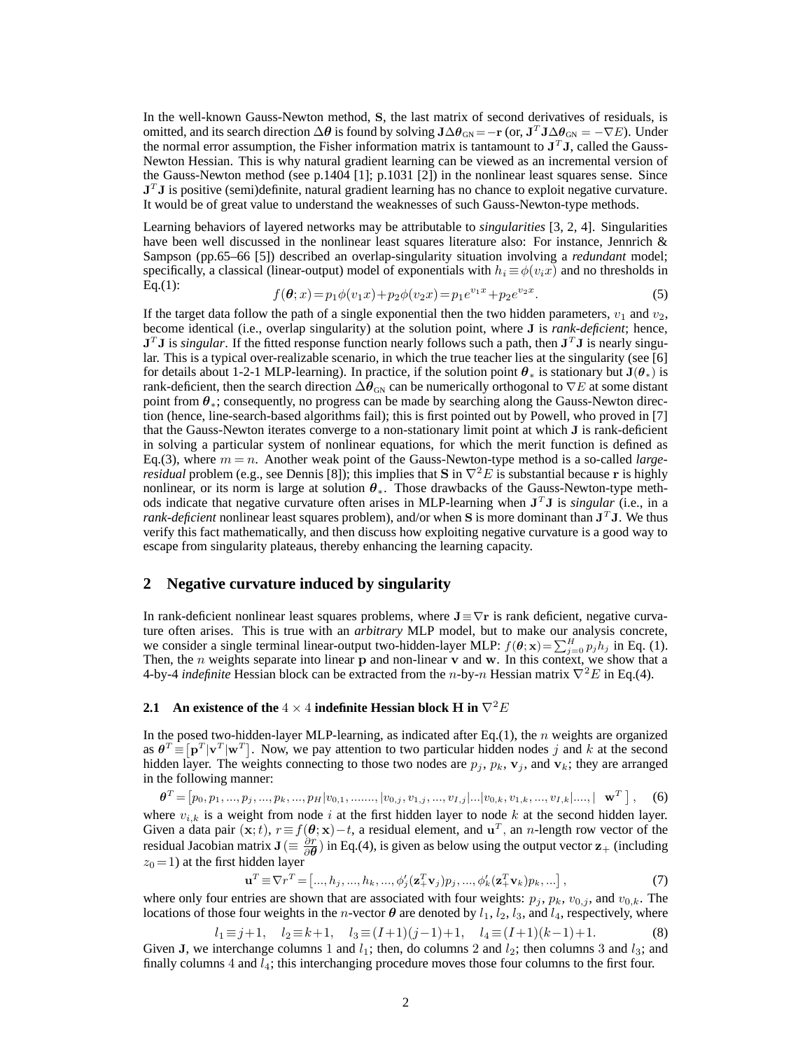In the well-known Gauss-Newton method, $\mathbf{S}$, the last matrix of second derivatives of residuals, is omitted, and its search direction $\Delta\boldsymbol{\theta}$ is found by solving $\mathbf{J}\Delta\boldsymbol{\theta}_{\text{GN}} = -\mathbf{r}$ (or, $\mathbf{J}^T\mathbf{J}\Delta\boldsymbol{\theta}_{\text{GN}} = -\nabla E$). Under the normal error assumption, the Fisher information matrix is tantamount to $\mathbf{J}^T\mathbf{J}$, called the Gauss-Newton Hessian. This is why natural gradient learning can be viewed as an incremental version of the Gauss-Newton method (see p.1404 [1]; p.1031 [2]) in the nonlinear least squares sense. Since $\mathbf{J}^T\mathbf{J}$ is positive (semi)definite, natural gradient learning has no chance to exploit negative curvature. It would be of great value to understand the weaknesses of such Gauss-Newton-type methods.

Learning behaviors of layered networks may be attributable to *singularities* [3, 2, 4]. Singularities have been well discussed in the nonlinear least squares literature also: For instance, Jennrich & Sampson (pp.65–66 [5]) described an overlap-singularity situation involving a *redundant* model; specifically, a classical (linear-output) model of exponentials with $h_i \equiv \phi(v_i x)$ and no thresholds in Eq.(1):

$$f(\boldsymbol{\theta}; x) = p_1\phi(v_1 x) + p_2\phi(v_2 x) = p_1 e^{v_1 x} + p_2 e^{v_2 x}. \tag{5}$$

If the target data follow the path of a single exponential then the two hidden parameters, $v_1$ and $v_2$, become identical (i.e., overlap singularity) at the solution point, where $\mathbf{J}$ is *rank-deficient*; hence, $\mathbf{J}^T\mathbf{J}$ is *singular*. If the fitted response function nearly follows such a path, then $\mathbf{J}^T\mathbf{J}$ is nearly singular. This is a typical over-realizable scenario, in which the true teacher lies at the singularity (see [6] for details about 1-2-1 MLP-learning). In practice, if the solution point $\boldsymbol{\theta}_*$ is stationary but $\mathbf{J}(\boldsymbol{\theta}_*)$ is rank-deficient, then the search direction $\Delta\boldsymbol{\theta}_{\text{GN}}$ can be numerically orthogonal to $\nabla E$ at some distant point from $\boldsymbol{\theta}_*$; consequently, no progress can be made by searching along the Gauss-Newton direction (hence, line-search-based algorithms fail); this is first pointed out by Powell, who proved in [7] that the Gauss-Newton iterates converge to a non-stationary limit point at which $\mathbf{J}$ is rank-deficient in solving a particular system of nonlinear equations, for which the merit function is defined as Eq.(3), where $m = n$. Another weak point of the Gauss-Newton-type method is a so-called *large-residual* problem (e.g., see Dennis [8]); this implies that $\mathbf{S}$ in $\nabla^2 E$ is substantial because $\mathbf{r}$ is highly nonlinear, or its norm is large at solution $\boldsymbol{\theta}_*$. Those drawbacks of the Gauss-Newton-type methods indicate that negative curvature often arises in MLP-learning when $\mathbf{J}^T\mathbf{J}$ is *singular* (i.e., in a *rank-deficient* nonlinear least squares problem), and/or when $\mathbf{S}$ is more dominant than $\mathbf{J}^T\mathbf{J}$. We thus verify this fact mathematically, and then discuss how exploiting negative curvature is a good way to escape from singularity plateaus, thereby enhancing the learning capacity.

## 2 Negative curvature induced by singularity

In rank-deficient nonlinear least squares problems, where $\mathbf{J} \equiv \nabla\mathbf{r}$ is rank deficient, negative curvature often arises. This is true with an *arbitrary* MLP model, but to make our analysis concrete, we consider a single terminal linear-output two-hidden-layer MLP: $f(\boldsymbol{\theta}; \mathbf{x}) = \sum_{j=0}^{H} p_j h_j$ in Eq. (1). Then, the $n$ weights separate into linear $\mathbf{p}$ and non-linear $\mathbf{v}$ and $\mathbf{w}$. In this context, we show that a 4-by-4 *indefinite* Hessian block can be extracted from the $n$-by-$n$ Hessian matrix $\nabla^2 E$ in Eq.(4).

### 2.1 An existence of the $4 \times 4$ indefinite Hessian block H in $\nabla^2 E$

In the posed two-hidden-layer MLP-learning, as indicated after Eq.(1), the $n$ weights are organized as $\boldsymbol{\theta}^T \equiv [\mathbf{p}^T|\mathbf{v}^T|\mathbf{w}^T]$. Now, we pay attention to two particular hidden nodes $j$ and $k$ at the second hidden layer. The weights connecting to those two nodes are $p_j$, $p_k$, $\mathbf{v}_j$, and $\mathbf{v}_k$; they are arranged in the following manner:

$$\boldsymbol{\theta}^T = \left[p_0, p_1, ..., p_j, ..., p_k, ..., p_H | v_{0,1}, ......., | v_{0,j}, v_{1,j}, ..., v_{I,j} | ... | v_{0,k}, v_{1,k}, ..., v_{I,k} | ....., | \;\; \mathbf{w}^T\right], \tag{6}$$

where $v_{i,k}$ is a weight from node $i$ at the first hidden layer to node $k$ at the second hidden layer. Given a data pair $(\mathbf{x}; t)$, $r \equiv f(\boldsymbol{\theta}; \mathbf{x}) - t$, a residual element, and $\mathbf{u}^T$, an $n$-length row vector of the residual Jacobian matrix $\mathbf{J}\,(\equiv \frac{\partial \mathbf{r}}{\partial \boldsymbol{\theta}})$ in Eq.(4), is given as below using the output vector $\mathbf{z}_+$ (including $z_0 = 1$) at the first hidden layer

$$\mathbf{u}^T \equiv \nabla r^T = \left[..., h_j, ..., h_k, ..., \phi_j'(\mathbf{z}_+^T\mathbf{v}_j)p_j, ..., \phi_k'(\mathbf{z}_+^T\mathbf{v}_k)p_k, ...\right], \tag{7}$$

where only four entries are shown that are associated with four weights: $p_j$, $p_k$, $v_{0,j}$, and $v_{0,k}$. The locations of those four weights in the $n$-vector $\boldsymbol{\theta}$ are denoted by $l_1$, $l_2$, $l_3$, and $l_4$, respectively, where

$$l_1 \equiv j+1, \quad l_2 \equiv k+1, \quad l_3 \equiv (I+1)(j-1)+1, \quad l_4 \equiv (I+1)(k-1)+1. \tag{8}$$

Given $\mathbf{J}$, we interchange columns 1 and $l_1$; then, do columns 2 and $l_2$; then columns 3 and $l_3$; and finally columns 4 and $l_4$; this interchanging procedure moves those four columns to the first four.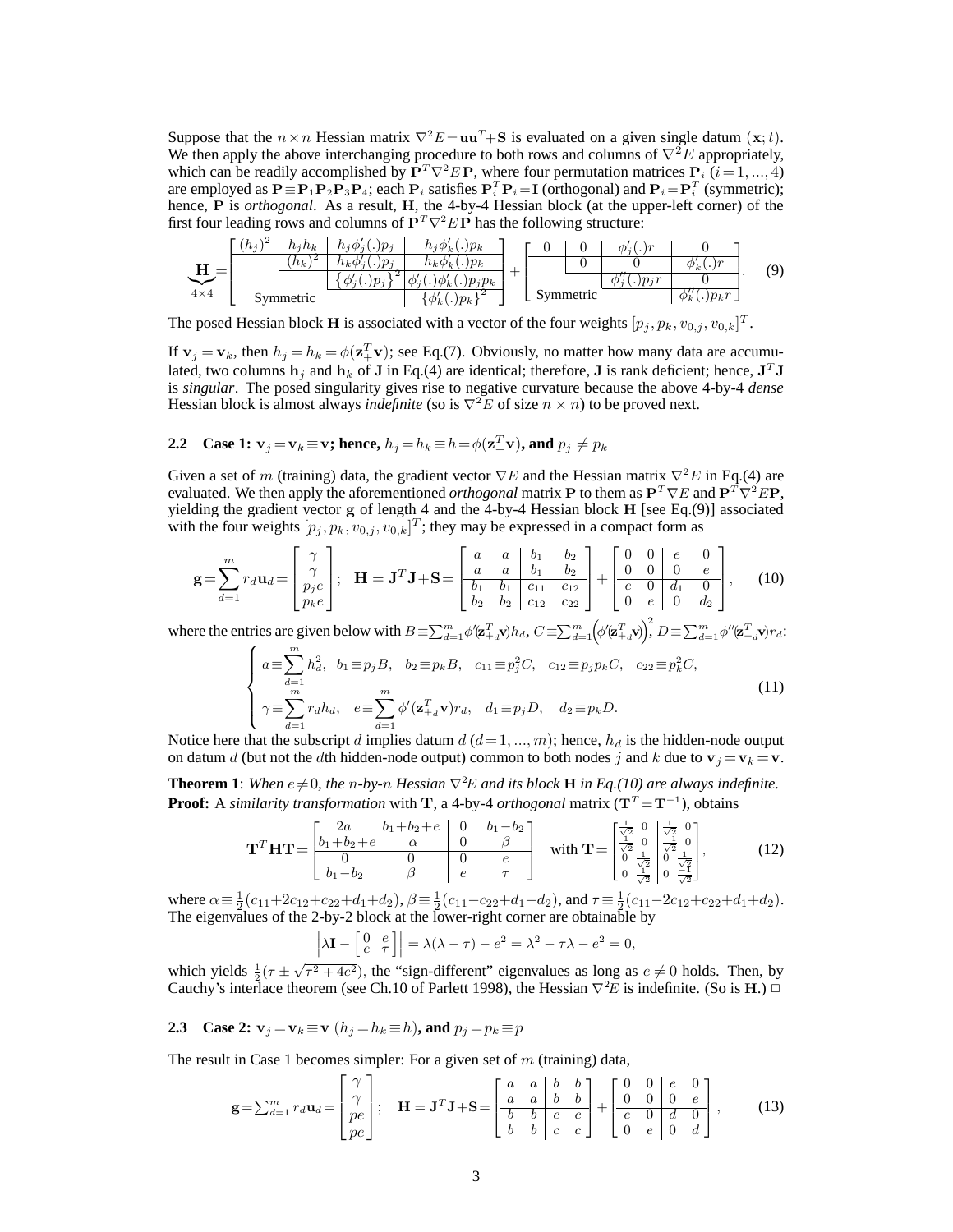Suppose that the $n \times n$ Hessian matrix $\nabla^2 E = \mathbf{u}\mathbf{u}^T + \mathbf{S}$ is evaluated on a given single datum $(\mathbf{x}; t)$. We then apply the above interchanging procedure to both rows and columns of $\nabla^2 E$ appropriately, which can be readily accomplished by $\mathbf{P}^T \nabla^2 E \mathbf{P}$, where four permutation matrices $\mathbf{P}_i$ $(i=1,...,4)$ are employed as $\mathbf{P} \equiv \mathbf{P}_1\mathbf{P}_2\mathbf{P}_3\mathbf{P}_4$; each $\mathbf{P}_i$ satisfies $\mathbf{P}_i^T\mathbf{P}_i = \mathbf{I}$ (orthogonal) and $\mathbf{P}_i = \mathbf{P}_i^T$ (symmetric); hence, $\mathbf{P}$ is *orthogonal*. As a result, $\mathbf{H}$, the 4-by-4 Hessian block (at the upper-left corner) of the first four leading rows and columns of $\mathbf{P}^T \nabla^2 E \mathbf{P}$ has the following structure:

$$
\underbrace{\mathbf{H}}_{4\times 4} = \left[\begin{array}{cc|cc} (h_j)^2 & h_j h_k & h_j \phi_j'(.)p_j & h_j \phi_k'(.)p_k \\ & (h_k)^2 & h_k \phi_j'(.)p_j & h_k \phi_k'(.)p_k \\ \hline & & \left\{\phi_j'(.)p_j\right\}^2 & \phi_j'(.)\phi_k'(.)p_j p_k \\ \text{Symmetric} & & & \left\{\phi_k'(.)p_k\right\}^2 \end{array}\right] + \left[\begin{array}{cc|cc} 0 & 0 & \phi_j'(.)r & 0 \\ & 0 & 0 & \phi_k'(.)r \\ \hline & & \phi_j''(.)p_j r & 0 \\ \text{Symmetric} & & & \phi_k''(.)p_k r \end{array}\right]. \tag{9}
$$

The posed Hessian block $\mathbf{H}$ is associated with a vector of the four weights $[p_j, p_k, v_{0,j}, v_{0,k}]^T$.

If $\mathbf{v}_j = \mathbf{v}_k$, then $h_j = h_k = \phi(\mathbf{z}_+^T\mathbf{v})$; see Eq.(7). Obviously, no matter how many data are accumulated, two columns $\mathbf{h}_j$ and $\mathbf{h}_k$ of $\mathbf{J}$ in Eq.(4) are identical; therefore, $\mathbf{J}$ is rank deficient; hence, $\mathbf{J}^T\mathbf{J}$ is *singular*. The posed singularity gives rise to negative curvature because the above 4-by-4 *dense* Hessian block is almost always *indefinite* (so is $\nabla^2 E$ of size $n \times n$) to be proved next.

### 2.2 Case 1: $\mathbf{v}_j = \mathbf{v}_k \equiv \mathbf{v}$; hence, $h_j = h_k \equiv h = \phi(\mathbf{z}_+^T\mathbf{v})$, and $p_j \neq p_k$

Given a set of $m$ (training) data, the gradient vector $\nabla E$ and the Hessian matrix $\nabla^2 E$ in Eq.(4) are evaluated. We then apply the aforementioned *orthogonal* matrix $\mathbf{P}$ to them as $\mathbf{P}^T \nabla E$ and $\mathbf{P}^T \nabla^2 E \mathbf{P}$, yielding the gradient vector $\mathbf{g}$ of length 4 and the 4-by-4 Hessian block $\mathbf{H}$ [see Eq.(9)] associated with the four weights $[p_j, p_k, v_{0,j}, v_{0,k}]^T$; they may be expressed in a compact form as

$$
\mathbf{g} = \sum_{d=1}^{m} r_d \mathbf{u}_d = \begin{bmatrix} \gamma \\ \gamma \\ p_j e \\ p_k e \end{bmatrix}; \quad \mathbf{H} = \mathbf{J}^T\mathbf{J} + \mathbf{S} = \left[\begin{array}{cc|cc} a & a & b_1 & b_2 \\ a & a & b_1 & b_2 \\ \hline b_1 & b_1 & c_{11} & c_{12} \\ b_2 & b_2 & c_{12} & c_{22} \end{array}\right] + \left[\begin{array}{cc|cc} 0 & 0 & e & 0 \\ 0 & 0 & 0 & e \\ \hline e & 0 & d_1 & 0 \\ 0 & e & 0 & d_2 \end{array}\right], \tag{10}
$$

where the entries are given below with $B \equiv \sum_{d=1}^m \phi'(\mathbf{z}_{+d}^T\mathbf{v})h_d$, $C \equiv \sum_{d=1}^m \left(\phi'(\mathbf{z}_{+d}^T\mathbf{v})\right)^2$, $D \equiv \sum_{d=1}^m \phi''(\mathbf{z}_{+d}^T\mathbf{v})r_d$:

$$
\begin{cases} a \equiv \displaystyle\sum_{d=1}^{m} h_d^2, \quad b_1 \equiv p_j B, \quad b_2 \equiv p_k B, \quad c_{11} \equiv p_j^2 C, \quad c_{12} \equiv p_j p_k C, \quad c_{22} \equiv p_k^2 C, \\ \gamma \equiv \displaystyle\sum_{d=1}^{m} r_d h_d, \quad e \equiv \displaystyle\sum_{d=1}^{m} \phi'(\mathbf{z}_{+d}^T\mathbf{v})r_d, \quad d_1 \equiv p_j D, \quad d_2 \equiv p_k D. \end{cases} \tag{11}
$$

Notice here that the subscript $d$ implies datum $d$ $(d=1,...,m)$; hence, $h_d$ is the hidden-node output on datum $d$ (but not the $d$th hidden-node output) common to both nodes $j$ and $k$ due to $\mathbf{v}_j = \mathbf{v}_k = \mathbf{v}$.

**Theorem 1**: *When $e \neq 0$, the $n$-by-$n$ Hessian $\nabla^2 E$ and its block $\mathbf{H}$ in Eq.(10) are always indefinite.*
**Proof:** A *similarity transformation* with $\mathbf{T}$, a 4-by-4 *orthogonal* matrix ($\mathbf{T}^T = \mathbf{T}^{-1}$), obtains

$$
\mathbf{T}^T\mathbf{H}\mathbf{T} = \left[\begin{array}{cc|cc} 2a & b_1+b_2+e & 0 & b_1-b_2 \\ b_1+b_2+e & \alpha & 0 & \beta \\ \hline 0 & 0 & 0 & e \\ b_1-b_2 & \beta & e & \tau \end{array}\right] \quad \text{with } \mathbf{T} = \left[\begin{array}{cc|cc} \frac{1}{\sqrt{2}} & 0 & \frac{1}{\sqrt{2}} & 0 \\ \frac{1}{\sqrt{2}} & 0 & \frac{-1}{\sqrt{2}} & 0 \\ \hline 0 & \frac{1}{\sqrt{2}} & 0 & \frac{1}{\sqrt{2}} \\ 0 & \frac{1}{\sqrt{2}} & 0 & \frac{-1}{\sqrt{2}} \end{array}\right], \tag{12}
$$

where $\alpha \equiv \frac{1}{2}(c_{11}+2c_{12}+c_{22}+d_1+d_2)$, $\beta \equiv \frac{1}{2}(c_{11}-c_{22}+d_1-d_2)$, and $\tau \equiv \frac{1}{2}(c_{11}-2c_{12}+c_{22}+d_1+d_2)$. The eigenvalues of the 2-by-2 block at the lower-right corner are obtainable by

$$
\left| \lambda\mathbf{I} - \begin{bmatrix} 0 & e \\ e & \tau \end{bmatrix} \right| = \lambda(\lambda - \tau) - e^2 = \lambda^2 - \tau\lambda - e^2 = 0,
$$

which yields $\frac{1}{2}(\tau \pm \sqrt{\tau^2 + 4e^2})$, the "sign-different" eigenvalues as long as $e \neq 0$ holds. Then, by Cauchy's interlace theorem (see Ch.10 of Parlett 1998), the Hessian $\nabla^2 E$ is indefinite. (So is $\mathbf{H}$.) □

### 2.3 Case 2: $\mathbf{v}_j = \mathbf{v}_k \equiv \mathbf{v}$ $(h_j = h_k \equiv h)$, and $p_j = p_k \equiv p$

The result in Case 1 becomes simpler: For a given set of $m$ (training) data,

$$
\mathbf{g} = \sum_{d=1}^{m} r_d \mathbf{u}_d = \begin{bmatrix} \gamma \\ \gamma \\ pe \\ pe \end{bmatrix}; \quad \mathbf{H} = \mathbf{J}^T\mathbf{J} + \mathbf{S} = \left[\begin{array}{cc|cc} a & a & b & b \\ a & a & b & b \\ \hline b & b & c & c \\ b & b & c & c \end{array}\right] + \left[\begin{array}{cc|cc} 0 & 0 & e & 0 \\ 0 & 0 & 0 & e \\ \hline e & 0 & d & 0 \\ 0 & e & 0 & d \end{array}\right], \tag{13}
$$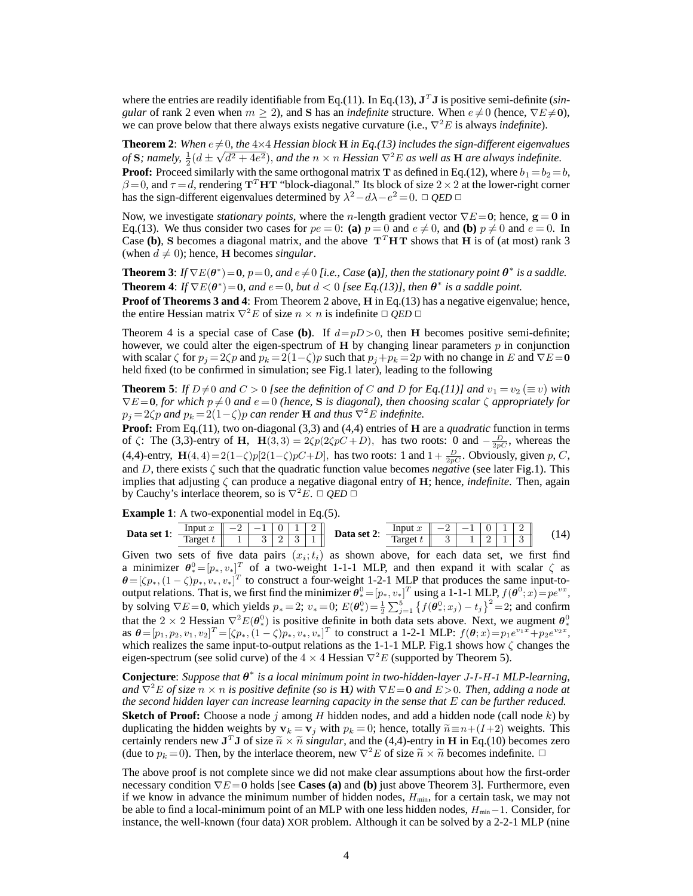where the entries are readily identifiable from Eq.(11). In Eq.(13), $\mathbf{J}^T\mathbf{J}$ is positive semi-definite (*singular* of rank 2 even when $m \geq 2$), and $\mathbf{S}$ has an *indefinite* structure. When $e \neq 0$ (hence, $\nabla E \neq \mathbf{0}$), we can prove below that there always exists negative curvature (i.e., $\nabla^2 E$ is always *indefinite*).

**Theorem 2**: *When $e \neq 0$, the $4 \times 4$ Hessian block $\mathbf{H}$ in Eq.(13) includes the sign-different eigenvalues of $\mathbf{S}$; namely, $\frac{1}{2}(d \pm \sqrt{d^2 + 4e^2})$, and the $n \times n$ Hessian $\nabla^2 E$ as well as $\mathbf{H}$ are always indefinite.*

**Proof:** Proceed similarly with the same orthogonal matrix $\mathbf{T}$ as defined in Eq.(12), where $b_1 = b_2 = b$, $\beta = 0$, and $\tau = d$, rendering $\mathbf{T}^T\mathbf{H}\mathbf{T}$ "block-diagonal." Its block of size $2 \times 2$ at the lower-right corner has the sign-different eigenvalues determined by $\lambda^2 - d\lambda - e^2 = 0$. □ *QED* □

Now, we investigate *stationary points*, where the $n$-length gradient vector $\nabla E = \mathbf{0}$; hence, $\mathbf{g} = \mathbf{0}$ in Eq.(13). We thus consider two cases for $pe = 0$: **(a)** $p = 0$ and $e \neq 0$, and **(b)** $p \neq 0$ and $e = 0$. In Case **(b)**, $\mathbf{S}$ becomes a diagonal matrix, and the above $\mathbf{T}^T\mathbf{H}\mathbf{T}$ shows that $\mathbf{H}$ is of (at most) rank 3 (when $d \neq 0$); hence, $\mathbf{H}$ becomes *singular*.

**Theorem 3**: *If $\nabla E(\boldsymbol{\theta}^*) = \mathbf{0}$, $p = 0$, and $e \neq 0$ [i.e., Case **(a)**], then the stationary point $\boldsymbol{\theta}^*$ is a saddle.*

**Theorem 4**: *If $\nabla E(\boldsymbol{\theta}^*) = \mathbf{0}$, and $e = 0$, but $d < 0$ [see Eq.(13)], then $\boldsymbol{\theta}^*$ is a saddle point.*

**Proof of Theorems 3 and 4**: From Theorem 2 above, $\mathbf{H}$ in Eq.(13) has a negative eigenvalue; hence, the entire Hessian matrix $\nabla^2 E$ of size $n \times n$ is indefinite □ *QED* □

Theorem 4 is a special case of Case **(b)**. If $d = pD > 0$, then $\mathbf{H}$ becomes positive semi-definite; however, we could alter the eigen-spectrum of $\mathbf{H}$ by changing linear parameters $p$ in conjunction with scalar $\zeta$ for $p_j = 2\zeta p$ and $p_k = 2(1-\zeta)p$ such that $p_j + p_k = 2p$ with no change in $E$ and $\nabla E = \mathbf{0}$ held fixed (to be confirmed in simulation; see Fig.1 later), leading to the following

**Theorem 5**: *If $D \neq 0$ and $C > 0$ [see the definition of $C$ and $D$ for Eq.(11)] and $v_1 = v_2\ (\equiv v)$ with $\nabla E = \mathbf{0}$, for which $p \neq 0$ and $e = 0$ (hence, $\mathbf{S}$ is diagonal), then choosing scalar $\zeta$ appropriately for $p_j = 2\zeta p$ and $p_k = 2(1-\zeta)p$ can render $\mathbf{H}$ and thus $\nabla^2 E$ indefinite.*

**Proof:** From Eq.(11), two on-diagonal (3,3) and (4,4) entries of $\mathbf{H}$ are a *quadratic* function in terms of $\zeta$: The (3,3)-entry of $\mathbf{H}$, $\mathbf{H}(3,3) = 2\zeta p(2\zeta pC + D)$, has two roots: 0 and $-\frac{D}{2pC}$, whereas the (4,4)-entry, $\mathbf{H}(4,4) = 2(1-\zeta)p[2(1-\zeta)pC + D]$, has two roots: 1 and $1 + \frac{D}{2pC}$. Obviously, given $p$, $C$, and $D$, there exists $\zeta$ such that the quadratic function value becomes *negative* (see later Fig.1). This implies that adjusting $\zeta$ can produce a negative diagonal entry of $\mathbf{H}$; hence, *indefinite*. Then, again by Cauchy's interlace theorem, so is $\nabla^2 E$. □ *QED* □

**Example 1**: A two-exponential model in Eq.(5).

**Data set 1**:

| Input $x$ | $-2$ | $-1$ | 0 | 1 | 2 |
|---|---|---|---|---|---|
| Target $t$ | 1 | 3 | 2 | 3 | 1 |

**Data set 2**:

| Input $x$ | $-2$ | $-1$ | 0 | 1 | 2 |
|---|---|---|---|---|---|
| Target $t$ | 3 | 1 | 2 | 1 | 3 |

(14)

Given two sets of five data pairs $(x_i; t_i)$ as shown above, for each data set, we first find a minimizer $\boldsymbol{\theta}_*^0 = [p_*, v_*]^T$ of a two-weight 1-1-1 MLP, and then expand it with scalar $\zeta$ as $\boldsymbol{\theta} = [\zeta p_*, (1-\zeta)p_*, v_*, v_*]^T$ to construct a four-weight 1-2-1 MLP that produces the same input-to-output relations. That is, we first find the minimizer $\boldsymbol{\theta}_*^0 = [p_*, v_*]^T$ using a 1-1-1 MLP, $f(\boldsymbol{\theta}^0; x) = pe^{vx}$, by solving $\nabla E = \mathbf{0}$, which yields $p_* = 2$; $v_* = 0$; $E(\boldsymbol{\theta}_*^0) = \frac{1}{2}\sum_{j=1}^{5}\left\{f(\boldsymbol{\theta}_*^0; x_j) - t_j\right\}^2 = 2$; and confirm that the $2 \times 2$ Hessian $\nabla^2 E(\boldsymbol{\theta}_*^0)$ is positive definite in both data sets above. Next, we augment $\boldsymbol{\theta}_*^0$ as $\boldsymbol{\theta} = [p_1, p_2, v_1, v_2]^T = [\zeta p_*, (1-\zeta)p_*, v_*, v_*]^T$ to construct a 1-2-1 MLP: $f(\boldsymbol{\theta}; x) = p_1 e^{v_1 x} + p_2 e^{v_2 x}$, which realizes the same input-to-output relations as the 1-1-1 MLP. Fig.1 shows how $\zeta$ changes the eigen-spectrum (see solid curve) of the $4 \times 4$ Hessian $\nabla^2 E$ (supported by Theorem 5).

**Conjecture**: *Suppose that $\boldsymbol{\theta}^*$ is a local minimum point in two-hidden-layer $J$-$I$-$H$-1 MLP-learning, and $\nabla^2 E$ of size $n \times n$ is positive definite (so is $\mathbf{H}$) with $\nabla E = \mathbf{0}$ and $E > 0$. Then, adding a node at the second hidden layer can increase learning capacity in the sense that $E$ can be further reduced.*

**Sketch of Proof:** Choose a node $j$ among $H$ hidden nodes, and add a hidden node (call node $k$) by duplicating the hidden weights by $\mathbf{v}_k = \mathbf{v}_j$ with $p_k = 0$; hence, totally $\widetilde{n} \equiv n + (I+2)$ weights. This certainly renders new $\mathbf{J}^T\mathbf{J}$ of size $\widetilde{n} \times \widetilde{n}$ *singular*, and the (4,4)-entry in $\mathbf{H}$ in Eq.(10) becomes zero (due to $p_k = 0$). Then, by the interlace theorem, new $\nabla^2 E$ of size $\widetilde{n} \times \widetilde{n}$ becomes indefinite. □

The above proof is not complete since we did not make clear assumptions about how the first-order necessary condition $\nabla E = \mathbf{0}$ holds [see **Cases (a)** and **(b)** just above Theorem 3]. Furthermore, even if we know in advance the minimum number of hidden nodes, $H_{\min}$, for a certain task, we may not be able to find a local-minimum point of an MLP with one less hidden nodes, $H_{\min} - 1$. Consider, for instance, the well-known (four data) XOR problem. Although it can be solved by a 2-2-1 MLP (nine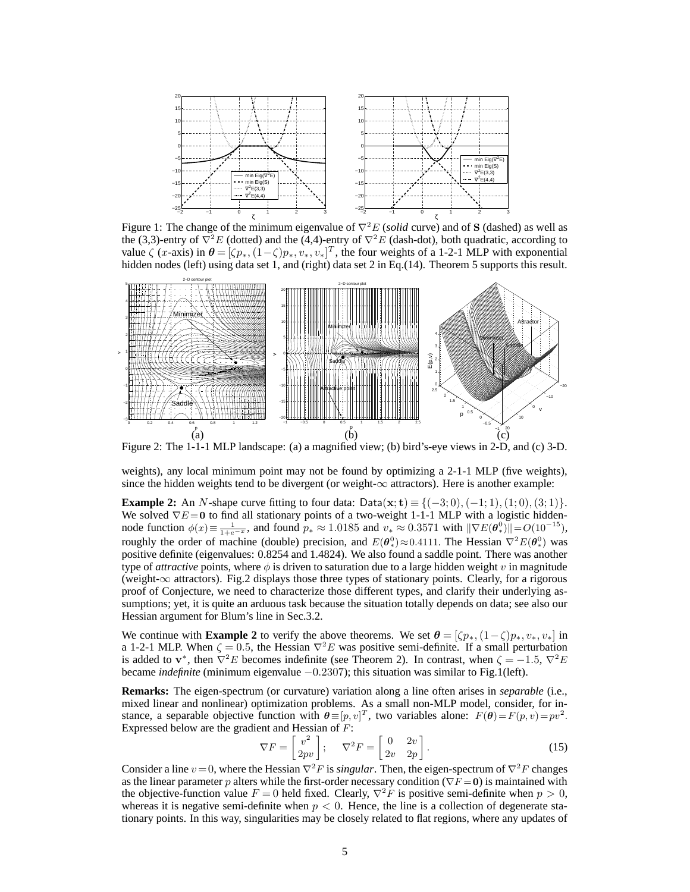Figure 1: The change of the minimum eigenvalue of $\nabla^2 E$ (*solid* curve) and of $\mathbf{S}$ (dashed) as well as the (3,3)-entry of $\nabla^2 E$ (dotted) and the (4,4)-entry of $\nabla^2 E$ (dash-dot), both quadratic, according to value $\zeta$ ($x$-axis) in $\boldsymbol{\theta} = [\zeta p_*, (1-\zeta)p_*, v_*, v_*]^T$, the four weights of a 1-2-1 MLP with exponential hidden nodes (left) using data set 1, and (right) data set 2 in Eq.(14). Theorem 5 supports this result.

Figure 2: The 1-1-1 MLP landscape: (a) a magnified view; (b) bird's-eye views in 2-D, and (c) 3-D.

weights), any local minimum point may not be found by optimizing a 2-1-1 MLP (five weights), since the hidden weights tend to be divergent (or weight-$\infty$ attractors). Here is another example:

**Example 2:** An $N$-shape curve fitting to four data: $\mathtt{Data}(\mathbf{x};\mathbf{t}) \equiv \{(-3;0), (-1;1), (1;0), (3;1)\}$. We solved $\nabla E = \mathbf{0}$ to find all stationary points of a two-weight 1-1-1 MLP with a logistic hidden-node function $\phi(x) \equiv \frac{1}{1+e^{-x}}$, and found $p_* \approx 1.0185$ and $v_* \approx 0.3571$ with $\|\nabla E(\boldsymbol{\theta}_*^0)\| = O(10^{-15})$, roughly the order of machine (double) precision, and $E(\boldsymbol{\theta}_*^0) \approx 0.4111$. The Hessian $\nabla^2 E(\boldsymbol{\theta}_*^0)$ was positive definite (eigenvalues: 0.8254 and 1.4824). We also found a saddle point. There was another type of *attractive* points, where $\phi$ is driven to saturation due to a large hidden weight $v$ in magnitude (weight-$\infty$ attractors). Fig.2 displays those three types of stationary points. Clearly, for a rigorous proof of Conjecture, we need to characterize those different types, and clarify their underlying assumptions; yet, it is quite an arduous task because the situation totally depends on data; see also our Hessian argument for Blum's line in Sec.3.2.

We continue with **Example 2** to verify the above theorems. We set $\boldsymbol{\theta} = [\zeta p_*, (1-\zeta)p_*, v_*, v_*]$ in a 1-2-1 MLP. When $\zeta = 0.5$, the Hessian $\nabla^2 E$ was positive semi-definite. If a small perturbation is added to $\mathbf{v}^*$, then $\nabla^2 E$ becomes indefinite (see Theorem 2). In contrast, when $\zeta = -1.5$, $\nabla^2 E$ became *indefinite* (minimum eigenvalue $-0.2307$); this situation was similar to Fig.1(left).

**Remarks:** The eigen-spectrum (or curvature) variation along a line often arises in *separable* (i.e., mixed linear and nonlinear) optimization problems. As a small non-MLP model, consider, for instance, a separable objective function with $\boldsymbol{\theta} \equiv [p, v]^T$, two variables alone: $F(\boldsymbol{\theta}) = F(p, v) = pv^2$. Expressed below are the gradient and Hessian of $F$:

$$\nabla F = \begin{bmatrix} v^2 \\ 2pv \end{bmatrix}; \quad \nabla^2 F = \begin{bmatrix} 0 & 2v \\ 2v & 2p \end{bmatrix}. \tag{15}$$

Consider a line $v = 0$, where the Hessian $\nabla^2 F$ is *singular*. Then, the eigen-spectrum of $\nabla^2 F$ changes as the linear parameter $p$ alters while the first-order necessary condition ($\nabla F = \mathbf{0}$) is maintained with the objective-function value $F = 0$ held fixed. Clearly, $\nabla^2 F$ is positive semi-definite when $p > 0$, whereas it is negative semi-definite when $p < 0$. Hence, the line is a collection of degenerate stationary points. In this way, singularities may be closely related to flat regions, where any updates of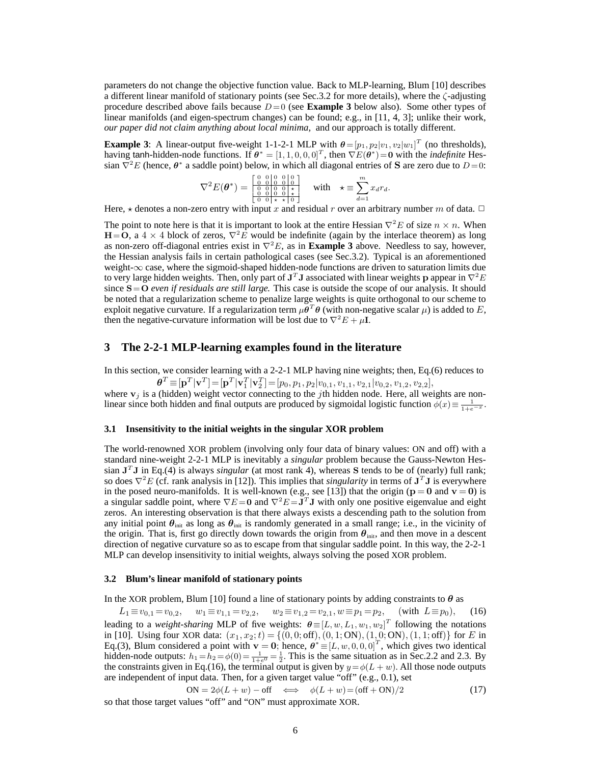parameters do not change the objective function value. Back to MLP-learning, Blum [10] describes a different linear manifold of stationary points (see Sec.3.2 for more details), where the $\zeta$-adjusting procedure described above fails because $D=0$ (see **Example 3** below also). Some other types of linear manifolds (and eigen-spectrum changes) can be found; e.g., in [11, 4, 3]; unlike their work, *our paper did not claim anything about local minima,* and our approach is totally different.

**Example 3**: A linear-output five-weight 1-1-2-1 MLP with $\boldsymbol{\theta}=[p_1, p_2|v_1, v_2|w_1]^T$ (no thresholds), having tanh-hidden-node functions. If $\boldsymbol{\theta}^* = [1, 1, 0, 0, 0]^T$, then $\nabla E(\boldsymbol{\theta}^*)=\mathbf{0}$ with the *indefinite* Hessian $\nabla^2 E$ (hence, $\boldsymbol{\theta}^*$ a saddle point) below, in which all diagonal entries of $\mathbf{S}$ are zero due to $D=0$:

$$\nabla^2 E(\boldsymbol{\theta}^*) = \left[\begin{array}{cc|cc|c} 0 & 0 & 0 & 0 & 0 \\ 0 & 0 & 0 & 0 & 0 \\ \hline 0 & 0 & 0 & 0 & \star \\ 0 & 0 & 0 & 0 & \star \\ \hline 0 & 0 & \star & \star & 0 \end{array}\right] \quad \text{with} \quad \star \equiv \sum_{d=1}^{m} x_d r_d.$$

Here, $\star$ denotes a non-zero entry with input $x$ and residual $r$ over an arbitrary number $m$ of data. $\square$

The point to note here is that it is important to look at the entire Hessian $\nabla^2 E$ of size $n \times n$. When $\mathbf{H}=\mathbf{O}$, a $4 \times 4$ block of zeros, $\nabla^2 E$ would be indefinite (again by the interlace theorem) as long as non-zero off-diagonal entries exist in $\nabla^2 E$, as in **Example 3** above. Needless to say, however, the Hessian analysis fails in certain pathological cases (see Sec.3.2). Typical is an aforementioned weight-$\infty$ case, where the sigmoid-shaped hidden-node functions are driven to saturation limits due to very large hidden weights. Then, only part of $\mathbf{J}^T\mathbf{J}$ associated with linear weights $\mathbf{p}$ appear in $\nabla^2 E$ since $\mathbf{S}=\mathbf{O}$ *even if residuals are still large.* This case is outside the scope of our analysis. It should be noted that a regularization scheme to penalize large weights is quite orthogonal to our scheme to exploit negative curvature. If a regularization term $\mu\boldsymbol{\theta}^T\boldsymbol{\theta}$ (with non-negative scalar $\mu$) is added to $E$, then the negative-curvature information will be lost due to $\nabla^2 E + \mu\mathbf{I}$.

## 3 The 2-2-1 MLP-learning examples found in the literature

In this section, we consider learning with a 2-2-1 MLP having nine weights; then, Eq.(6) reduces to

$$\boldsymbol{\theta}^T \equiv [\mathbf{p}^T|\mathbf{v}^T] = [\mathbf{p}^T|\mathbf{v}_1^T|\mathbf{v}_2^T] = [p_0, p_1, p_2|v_{0,1}, v_{1,1}, v_{2,1}|v_{0,2}, v_{1,2}, v_{2,2}],$$

where $\mathbf{v}_j$ is a (hidden) weight vector connecting to the $j$th hidden node. Here, all weights are non-linear since both hidden and final outputs are produced by sigmoidal logistic function $\phi(x) \equiv \frac{1}{1+e^{-x}}$.

### 3.1 Insensitivity to the initial weights in the singular XOR problem

The world-renowned XOR problem (involving only four data of binary values: ON and off) with a standard nine-weight 2-2-1 MLP is inevitably a *singular* problem because the Gauss-Newton Hessian $\mathbf{J}^T\mathbf{J}$ in Eq.(4) is always *singular* (at most rank 4), whereas $\mathbf{S}$ tends to be of (nearly) full rank; so does $\nabla^2 E$ (cf. rank analysis in [12]). This implies that *singularity* in terms of $\mathbf{J}^T\mathbf{J}$ is everywhere in the posed neuro-manifolds. It is well-known (e.g., see [13]) that the origin ($\mathbf{p}=\mathbf{0}$ and $\mathbf{v}=\mathbf{0}$) is a singular saddle point, where $\nabla E=\mathbf{0}$ and $\nabla^2 E=\mathbf{J}^T\mathbf{J}$ with only one positive eigenvalue and eight zeros. An interesting observation is that there always exists a descending path to the solution from any initial point $\boldsymbol{\theta}_{\text{init}}$ as long as $\boldsymbol{\theta}_{\text{init}}$ is randomly generated in a small range; i.e., in the vicinity of the origin. That is, first go directly down towards the origin from $\boldsymbol{\theta}_{\text{init}}$, and then move in a descent direction of negative curvature so as to escape from that singular saddle point. In this way, the 2-2-1 MLP can develop insensitivity to initial weights, always solving the posed XOR problem.

### 3.2 Blum's linear manifold of stationary points

In the XOR problem, Blum [10] found a line of stationary points by adding constraints to $\boldsymbol{\theta}$ as

$$L_1 \equiv v_{0,1} = v_{0,2}, \quad w_1 \equiv v_{1,1} = v_{2,2}, \quad w_2 \equiv v_{1,2} = v_{2,1}, w \equiv p_1 = p_2, \quad (\text{with } L \equiv p_0), \qquad (16)$$

leading to a *weight-sharing* MLP of five weights: $\boldsymbol{\theta} \equiv [L, w, L_1, w_1, w_2]^T$ following the notations in [10]. Using four XOR data: $(x_1, x_2; t) = \{(0, 0; \text{off}), (0, 1; \text{ON}), (1, 0; \text{ON}), (1, 1; \text{off})\}$ for $E$ in Eq.(3), Blum considered a point with $\mathbf{v}=\mathbf{0}$; hence, $\boldsymbol{\theta}^* \equiv [L, w, 0, 0, 0]^T$, which gives two identical hidden-node outputs: $h_1 = h_2 = \phi(0) = \frac{1}{1+e^0} = \frac{1}{2}$. This is the same situation as in Sec.2.2 and 2.3. By the constraints given in Eq.(16), the terminal output is given by $y = \phi(L+w)$. All those node outputs are independent of input data. Then, for a given target value "off" (e.g., 0.1), set

$$\text{ON} = 2\phi(L+w) - \text{off} \quad \Longleftrightarrow \quad \phi(L+w) = (\text{off} + \text{ON})/2 \qquad (17)$$

so that those target values "off" and "ON" must approximate XOR.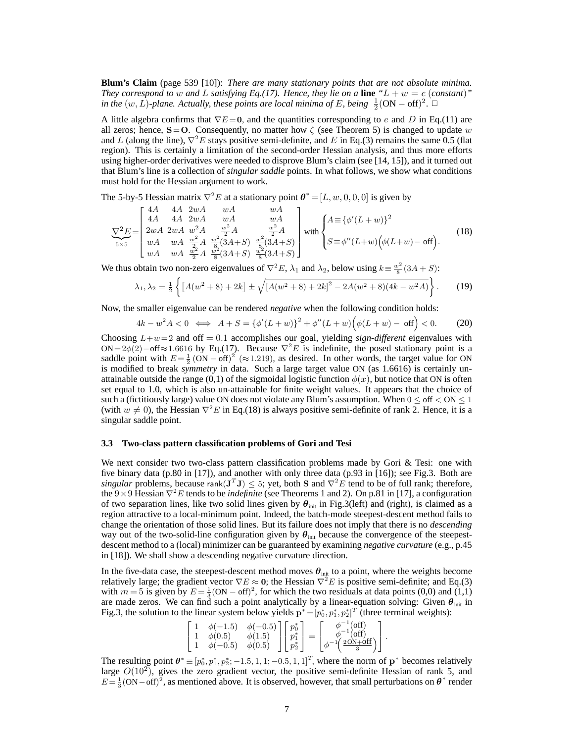**Blum's Claim** (page 539 [10]): *There are many stationary points that are not absolute minima. They correspond to $w$ and $L$ satisfying Eq.(17). Hence, they lie on a* **line** *"$L + w = c$ (constant)" in the $(w, L)$-plane. Actually, these points are local minima of $E$, being $\frac{1}{2}(\text{ON} - \text{off})^2$.* □

A little algebra confirms that $\nabla E = \mathbf{0}$, and the quantities corresponding to $e$ and $D$ in Eq.(11) are all zeros; hence, $\mathbf{S} = \mathbf{O}$. Consequently, no matter how $\zeta$ (see Theorem 5) is changed to update $w$ and $L$ (along the line), $\nabla^2 E$ stays positive semi-definite, and $E$ in Eq.(3) remains the same 0.5 (flat region). This is certainly a limitation of the second-order Hessian analysis, and thus more efforts using higher-order derivatives were needed to disprove Blum's claim (see [14, 15]), and it turned out that Blum's line is a collection of *singular saddle* points. In what follows, we show what conditions must hold for the Hessian argument to work.

The 5-by-5 Hessian matrix $\nabla^2 E$ at a stationary point $\boldsymbol{\theta}^* = [L, w, 0, 0, 0]$ is given by

$$
\underbrace{\nabla^2 E}_{5\times 5} = \begin{bmatrix} 4A & 4A & 2wA & wA & wA \\ 4A & 4A & 2wA & wA & wA \\ 2wA & 2wA & w^2 A & \frac{w^2}{2}A & \frac{w^2}{2}A \\ wA & wA & \frac{w^2}{2}A & \frac{w^2}{8}(3A+S) & \frac{w^2}{8}(3A+S) \\ wA & wA & \frac{w^2}{2}A & \frac{w^2}{8}(3A+S) & \frac{w^2}{8}(3A+S) \end{bmatrix} \text{ with } \begin{cases} A \equiv \{\phi'(L+w)\}^2 \\ S \equiv \phi''(L+w)\Big(\phi(L+w) - \text{off}\Big). \end{cases} \tag{18}
$$

We thus obtain two non-zero eigenvalues of $\nabla^2 E$, $\lambda_1$ and $\lambda_2$, below using $k \equiv \frac{w^2}{8}(3A + S)$:

$$
\lambda_1, \lambda_2 = \frac{1}{2}\left\{ \left[A(w^2+8) + 2k\right] \pm \sqrt{\left[A(w^2+8) + 2k\right]^2 - 2A(w^2+8)(4k - w^2 A)} \right\}. \tag{19}
$$

Now, the smaller eigenvalue can be rendered *negative* when the following condition holds:

$$
4k - w^2 A < 0 \iff A + S = \{\phi'(L+w)\}^2 + \phi''(L+w)\Big(\phi(L+w) - \text{off}\Big) < 0. \tag{20}
$$

Choosing $L+w = 2$ and off $= 0.1$ accomplishes our goal, yielding *sign-different* eigenvalues with $\text{ON} = 2\phi(2) - \text{off} \approx 1.6616$ by Eq.(17). Because $\nabla^2 E$ is indefinite, the posed stationary point is a saddle point with $E = \frac{1}{2}(\text{ON} - \text{off})^2$ ($\approx 1.219$), as desired. In other words, the target value for ON is modified to break *symmetry* in data. Such a large target value ON (as 1.6616) is certainly unattainable outside the range (0,1) of the sigmoidal logistic function $\phi(x)$, but notice that ON is often set equal to 1.0, which is also un-attainable for finite weight values. It appears that the choice of such a (fictitiously large) value ON does not violate any Blum's assumption. When $0 \leq \text{off} < \text{ON} \leq 1$ (with $w \neq 0$), the Hessian $\nabla^2 E$ in Eq.(18) is always positive semi-definite of rank 2. Hence, it is a singular saddle point.

### 3.3 Two-class pattern classification problems of Gori and Tesi

We next consider two two-class pattern classification problems made by Gori & Tesi: one with five binary data (p.80 in [17]), and another with only three data (p.93 in [16]); see Fig.3. Both are *singular* problems, because $\text{rank}(\mathbf{J}^T\mathbf{J}) \leq 5$; yet, both $\mathbf{S}$ and $\nabla^2 E$ tend to be of full rank; therefore, the $9 \times 9$ Hessian $\nabla^2 E$ tends to be *indefinite* (see Theorems 1 and 2). On p.81 in [17], a configuration of two separation lines, like two solid lines given by $\boldsymbol{\theta}_{\text{init}}$ in Fig.3(left) and (right), is claimed as a region attractive to a local-minimum point. Indeed, the batch-mode steepest-descent method fails to change the orientation of those solid lines. But its failure does not imply that there is no *descending* way out of the two-solid-line configuration given by $\boldsymbol{\theta}_{\text{init}}$ because the convergence of the steepest-descent method to a (local) minimizer can be guaranteed by examining *negative curvature* (e.g., p.45 in [18]). We shall show a descending negative curvature direction.

In the five-data case, the steepest-descent method moves $\boldsymbol{\theta}_{\text{init}}$ to a point, where the weights become relatively large; the gradient vector $\nabla E \approx \mathbf{0}$; the Hessian $\nabla^2 E$ is positive semi-definite; and Eq.(3) with $m = 5$ is given by $E = \frac{1}{3}(\text{ON} - \text{off})^2$, for which the two residuals at data points (0,0) and (1,1) are made zeros. We can find such a point analytically by a linear-equation solving: Given $\boldsymbol{\theta}_{\text{init}}$ in Fig.3, the solution to the linear system below yields $\mathbf{p}^* = [p_0^*, p_1^*, p_2^*]^T$ (three terminal weights):

$$
\begin{bmatrix} 1 & \phi(-1.5) & \phi(-0.5) \\ 1 & \phi(0.5) & \phi(1.5) \\ 1 & \phi(-0.5) & \phi(0.5) \end{bmatrix} \begin{bmatrix} p_0^* \\ p_1^* \\ p_2^* \end{bmatrix} = \begin{bmatrix} \phi^{-1}(\text{off}) \\ \phi^{-1}(\text{off}) \\ \phi^{-1}\Big(\frac{2\text{ON}+\text{off}}{3}\Big) \end{bmatrix}.
$$

The resulting point $\boldsymbol{\theta}^* \equiv [p_0^*, p_1^*, p_2^*; -1.5, 1, 1; -0.5, 1, 1]^T$, where the norm of $\mathbf{p}^*$ becomes relatively large $O(10^2)$, gives the zero gradient vector, the positive semi-definite Hessian of rank 5, and $E = \frac{1}{3}(\text{ON} - \text{off})^2$, as mentioned above. It is observed, however, that small perturbations on $\boldsymbol{\theta}^*$ render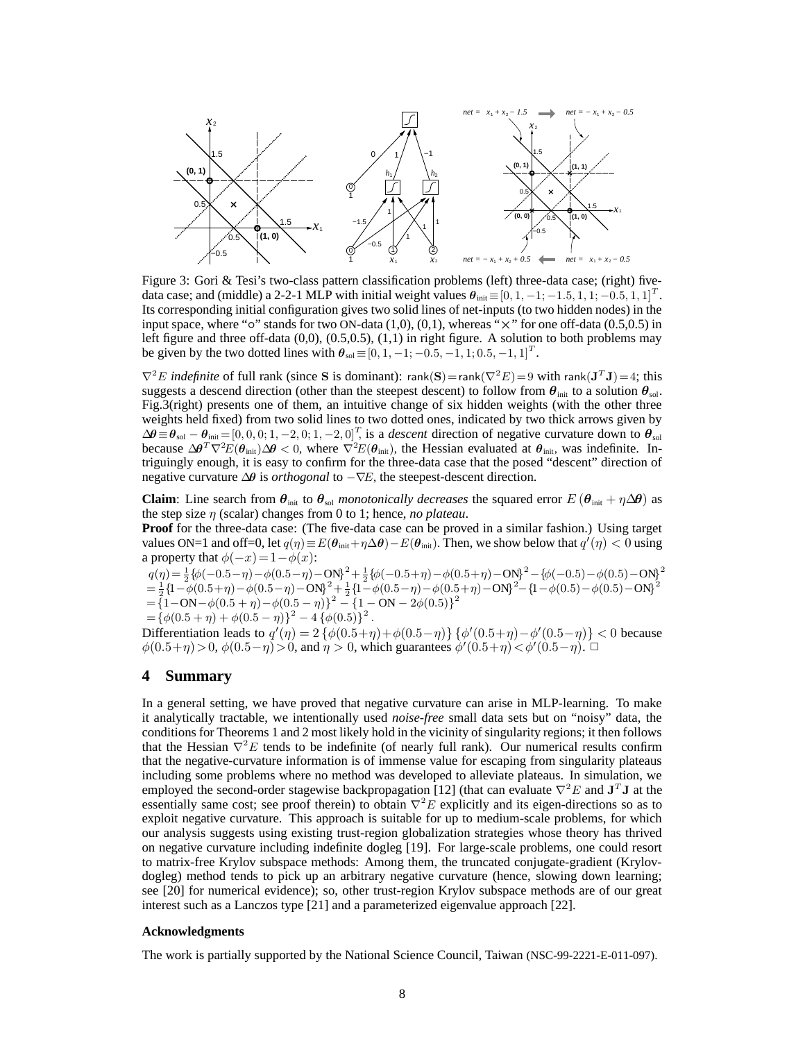Figure 3: Gori & Tesi's two-class pattern classification problems (left) three-data case; (right) five-data case; and (middle) a 2-2-1 MLP with initial weight values $\boldsymbol{\theta}_{\text{init}} \equiv [0, 1, -1; -1.5, 1, 1; -0.5, 1, 1]^T$. Its corresponding initial configuration gives two solid lines of net-inputs (to two hidden nodes) in the input space, where "○" stands for two ON-data (1,0), (0,1), whereas "×" for one off-data (0.5,0.5) in left figure and three off-data (0,0), (0.5,0.5), (1,1) in right figure. A solution to both problems may be given by the two dotted lines with $\boldsymbol{\theta}_{\text{sol}} \equiv [0, 1, -1; -0.5, -1, 1; 0.5, -1, 1]^T$.

$\nabla^2 E$ *indefinite* of full rank (since $\mathbf{S}$ is dominant): $\text{rank}(\mathbf{S}) = \text{rank}(\nabla^2 E) = 9$ with $\text{rank}(\mathbf{J}^T\mathbf{J}) = 4$; this suggests a descend direction (other than the steepest descent) to follow from $\boldsymbol{\theta}_{\text{init}}$ to a solution $\boldsymbol{\theta}_{\text{sol}}$. Fig.3(right) presents one of them, an intuitive change of six hidden weights (with the other three weights held fixed) from two solid lines to two dotted ones, indicated by two thick arrows given by $\Delta\boldsymbol{\theta} \equiv \boldsymbol{\theta}_{\text{sol}} - \boldsymbol{\theta}_{\text{init}} = [0, 0, 0; 1, -2, 0; 1, -2, 0]^T$, is a *descent* direction of negative curvature down to $\boldsymbol{\theta}_{\text{sol}}$ because $\Delta\boldsymbol{\theta}^T \nabla^2 E(\boldsymbol{\theta}_{\text{init}}) \Delta\boldsymbol{\theta} < 0$, where $\nabla^2 E(\boldsymbol{\theta}_{\text{init}})$, the Hessian evaluated at $\boldsymbol{\theta}_{\text{init}}$, was indefinite. Intriguingly enough, it is easy to confirm for the three-data case that the posed "descent" direction of negative curvature $\Delta\boldsymbol{\theta}$ is *orthogonal* to $-\nabla E$, the steepest-descent direction.

**Claim**: Line search from $\boldsymbol{\theta}_{\text{init}}$ to $\boldsymbol{\theta}_{\text{sol}}$ *monotonically decreases* the squared error $E(\boldsymbol{\theta}_{\text{init}} + \eta\Delta\boldsymbol{\theta})$ as the step size $\eta$ (scalar) changes from 0 to 1; hence, *no plateau*.

**Proof** for the three-data case: (The five-data case can be proved in a similar fashion.) Using target values ON=1 and off=0, let $q(\eta) \equiv E(\boldsymbol{\theta}_{\text{init}} + \eta\Delta\boldsymbol{\theta}) - E(\boldsymbol{\theta}_{\text{init}})$. Then, we show below that $q'(\eta) < 0$ using a property that $\phi(-x) = 1 - \phi(x)$:

$$
\begin{aligned}
q(\eta) &= \tfrac{1}{2}\{\phi(-0.5-\eta) - \phi(0.5-\eta) - \text{ON}\}^2 + \tfrac{1}{2}\{\phi(-0.5+\eta) - \phi(0.5+\eta) - \text{ON}\}^2 - \{\phi(-0.5) - \phi(0.5) - \text{ON}\}^2 \\
&= \tfrac{1}{2}\{1 - \phi(0.5+\eta) - \phi(0.5-\eta) - \text{ON}\}^2 + \tfrac{1}{2}\{1 - \phi(0.5-\eta) - \phi(0.5+\eta) - \text{ON}\}^2 - \{1 - \phi(0.5) - \phi(0.5) - \text{ON}\}^2 \\
&= \{1 - \text{ON} - \phi(0.5+\eta) - \phi(0.5-\eta)\}^2 - \{1 - \text{ON} - 2\phi(0.5)\}^2 \\
&= \{\phi(0.5+\eta) + \phi(0.5-\eta)\}^2 - 4\{\phi(0.5)\}^2.
\end{aligned}
$$

Differentiation leads to $q'(\eta) = 2\{\phi(0.5+\eta) + \phi(0.5-\eta)\}\{\phi'(0.5+\eta) - \phi'(0.5-\eta)\} < 0$ because $\phi(0.5+\eta) > 0$, $\phi(0.5-\eta) > 0$, and $\eta > 0$, which guarantees $\phi'(0.5+\eta) < \phi'(0.5-\eta)$. □

## 4 Summary

In a general setting, we have proved that negative curvature can arise in MLP-learning. To make it analytically tractable, we intentionally used *noise-free* small data sets but on "noisy" data, the conditions for Theorems 1 and 2 most likely hold in the vicinity of singularity regions; it then follows that the Hessian $\nabla^2 E$ tends to be indefinite (of nearly full rank). Our numerical results confirm that the negative-curvature information is of immense value for escaping from singularity plateaus including some problems where no method was developed to alleviate plateaus. In simulation, we employed the second-order stagewise backpropagation [12] (that can evaluate $\nabla^2 E$ and $\mathbf{J}^T\mathbf{J}$ at the essentially same cost; see proof therein) to obtain $\nabla^2 E$ explicitly and its eigen-directions so as to exploit negative curvature. This approach is suitable for up to medium-scale problems, for which our analysis suggests using existing trust-region globalization strategies whose theory has thrived on negative curvature including indefinite dogleg [19]. For large-scale problems, one could resort to matrix-free Krylov subspace methods: Among them, the truncated conjugate-gradient (Krylov-dogleg) method tends to pick up an arbitrary negative curvature (hence, slowing down learning; see [20] for numerical evidence); so, other trust-region Krylov subspace methods are of our great interest such as a Lanczos type [21] and a parameterized eigenvalue approach [22].

### Acknowledgments

The work is partially supported by the National Science Council, Taiwan (NSC-99-2221-E-011-097).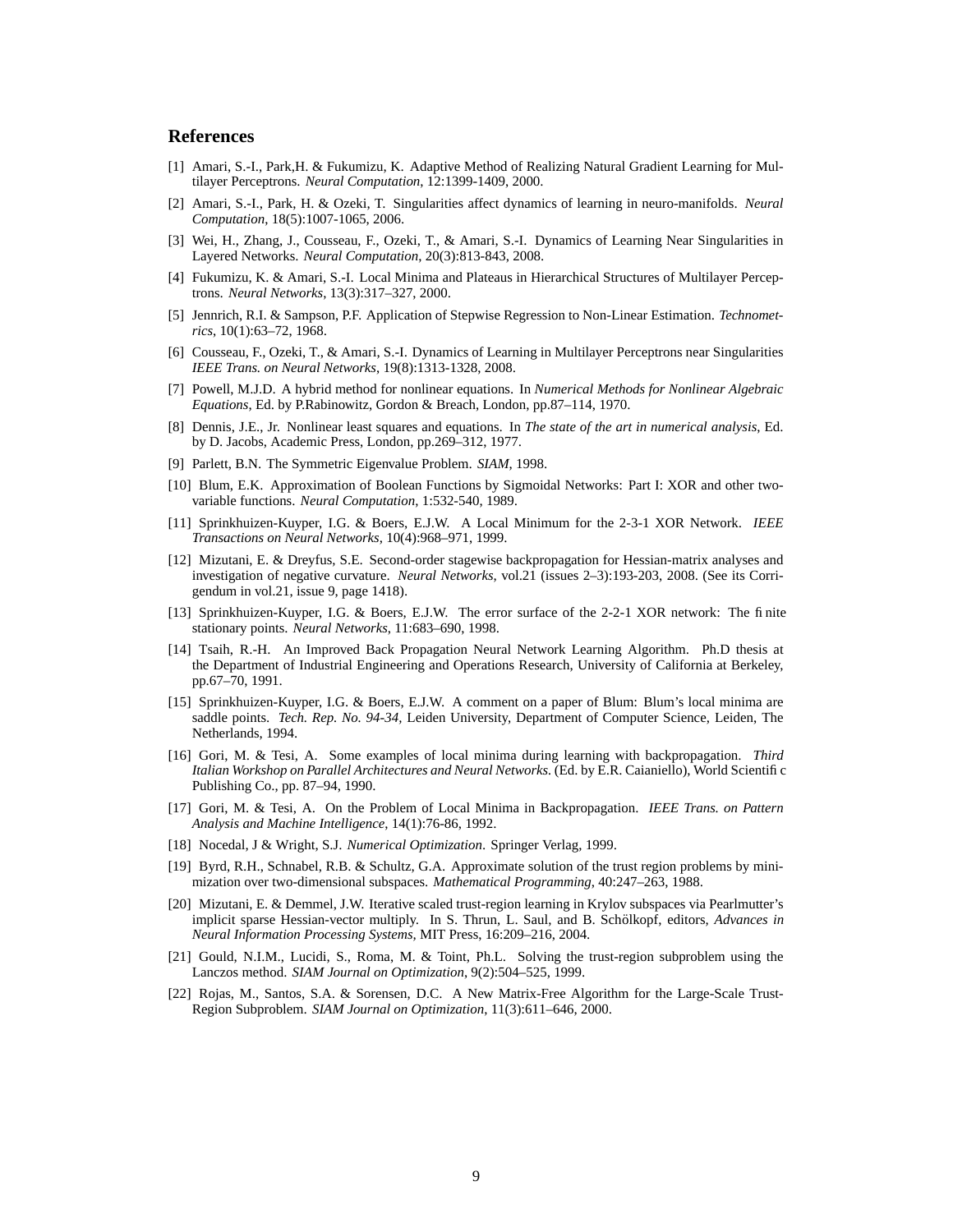## References

[1] Amari, S.-I., Park,H. & Fukumizu, K. Adaptive Method of Realizing Natural Gradient Learning for Multilayer Perceptrons. *Neural Computation*, 12:1399-1409, 2000.

[2] Amari, S.-I., Park, H. & Ozeki, T. Singularities affect dynamics of learning in neuro-manifolds. *Neural Computation*, 18(5):1007-1065, 2006.

[3] Wei, H., Zhang, J., Cousseau, F., Ozeki, T., & Amari, S.-I. Dynamics of Learning Near Singularities in Layered Networks. *Neural Computation*, 20(3):813-843, 2008.

[4] Fukumizu, K. & Amari, S.-I. Local Minima and Plateaus in Hierarchical Structures of Multilayer Perceptrons. *Neural Networks*, 13(3):317–327, 2000.

[5] Jennrich, R.I. & Sampson, P.F. Application of Stepwise Regression to Non-Linear Estimation. *Technometrics*, 10(1):63–72, 1968.

[6] Cousseau, F., Ozeki, T., & Amari, S.-I. Dynamics of Learning in Multilayer Perceptrons near Singularities *IEEE Trans. on Neural Networks*, 19(8):1313-1328, 2008.

[7] Powell, M.J.D. A hybrid method for nonlinear equations. In *Numerical Methods for Nonlinear Algebraic Equations*, Ed. by P.Rabinowitz, Gordon & Breach, London, pp.87–114, 1970.

[8] Dennis, J.E., Jr. Nonlinear least squares and equations. In *The state of the art in numerical analysis*, Ed. by D. Jacobs, Academic Press, London, pp.269–312, 1977.

[9] Parlett, B.N. The Symmetric Eigenvalue Problem. *SIAM*, 1998.

[10] Blum, E.K. Approximation of Boolean Functions by Sigmoidal Networks: Part I: XOR and other two-variable functions. *Neural Computation*, 1:532-540, 1989.

[11] Sprinkhuizen-Kuyper, I.G. & Boers, E.J.W. A Local Minimum for the 2-3-1 XOR Network. *IEEE Transactions on Neural Networks*, 10(4):968–971, 1999.

[12] Mizutani, E. & Dreyfus, S.E. Second-order stagewise backpropagation for Hessian-matrix analyses and investigation of negative curvature. *Neural Networks*, vol.21 (issues 2–3):193-203, 2008. (See its Corrigendum in vol.21, issue 9, page 1418).

[13] Sprinkhuizen-Kuyper, I.G. & Boers, E.J.W. The error surface of the 2-2-1 XOR network: The finite stationary points. *Neural Networks*, 11:683–690, 1998.

[14] Tsaih, R.-H. An Improved Back Propagation Neural Network Learning Algorithm. Ph.D thesis at the Department of Industrial Engineering and Operations Research, University of California at Berkeley, pp.67–70, 1991.

[15] Sprinkhuizen-Kuyper, I.G. & Boers, E.J.W. A comment on a paper of Blum: Blum's local minima are saddle points. *Tech. Rep. No. 94-34*, Leiden University, Department of Computer Science, Leiden, The Netherlands, 1994.

[16] Gori, M. & Tesi, A. Some examples of local minima during learning with backpropagation. *Third Italian Workshop on Parallel Architectures and Neural Networks*. (Ed. by E.R. Caianiello), World Scientific Publishing Co., pp. 87–94, 1990.

[17] Gori, M. & Tesi, A. On the Problem of Local Minima in Backpropagation. *IEEE Trans. on Pattern Analysis and Machine Intelligence*, 14(1):76-86, 1992.

[18] Nocedal, J & Wright, S.J. *Numerical Optimization*. Springer Verlag, 1999.

[19] Byrd, R.H., Schnabel, R.B. & Schultz, G.A. Approximate solution of the trust region problems by minimization over two-dimensional subspaces. *Mathematical Programming*, 40:247–263, 1988.

[20] Mizutani, E. & Demmel, J.W. Iterative scaled trust-region learning in Krylov subspaces via Pearlmutter's implicit sparse Hessian-vector multiply. In S. Thrun, L. Saul, and B. Schölkopf, editors, *Advances in Neural Information Processing Systems*, MIT Press, 16:209–216, 2004.

[21] Gould, N.I.M., Lucidi, S., Roma, M. & Toint, Ph.L. Solving the trust-region subproblem using the Lanczos method. *SIAM Journal on Optimization*, 9(2):504–525, 1999.

[22] Rojas, M., Santos, S.A. & Sorensen, D.C. A New Matrix-Free Algorithm for the Large-Scale Trust-Region Subproblem. *SIAM Journal on Optimization*, 11(3):611–646, 2000.